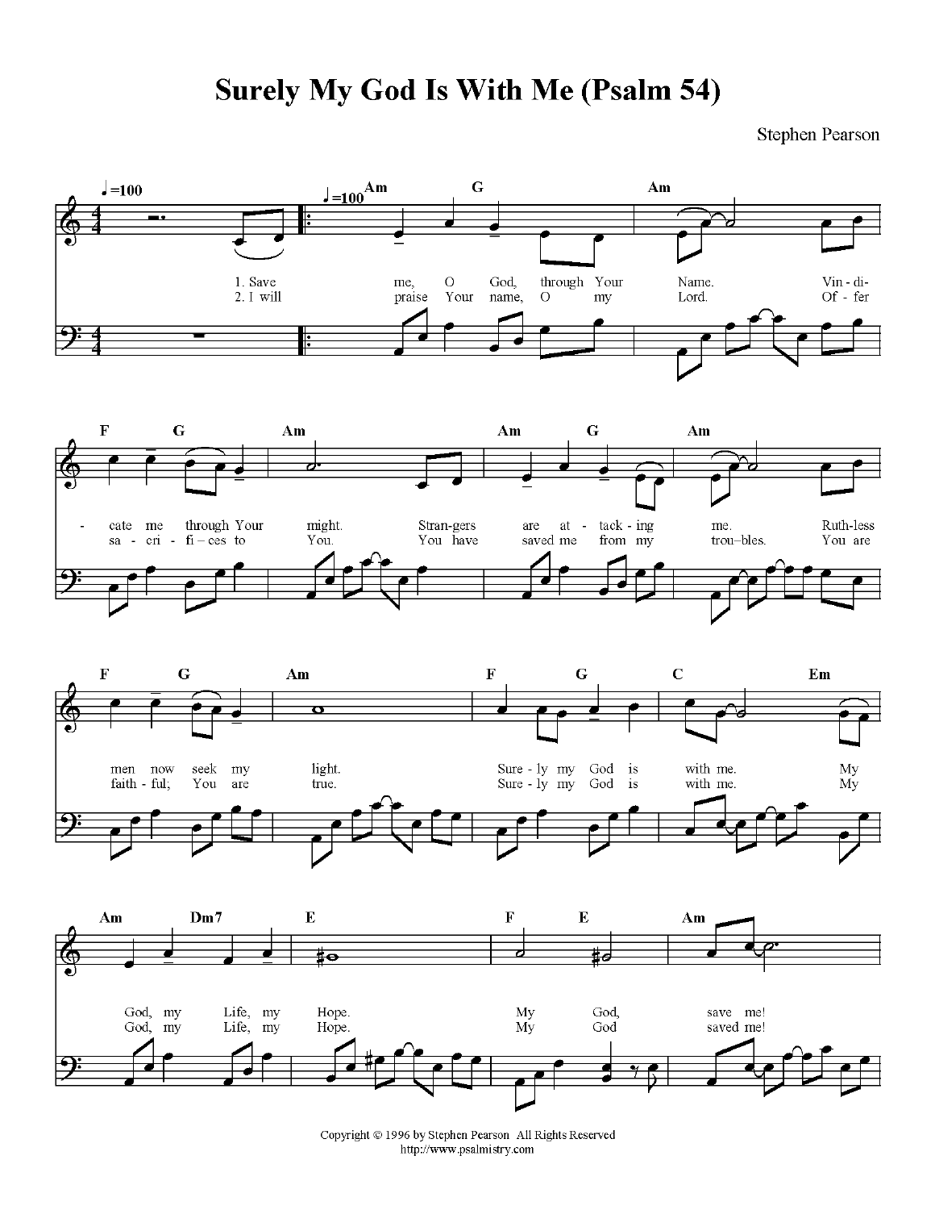# Surely My God Is With Me (Psalm 54)

Stephen Pearson

♩=100

Am G Am

1. Save me, O God, through Your Name. Vin-di-
2. I will praise Your name, O my Lord. Of-fer

F G Am Am G Am

-cate me through Your might. Stran-gers are at-tack-ing me. Ruth-less
sa-cri-fi-ces to You. You have saved me from my trou-bles. You are

F G Am F G C Em

men now seek my light. Sure-ly my God is with me. My
faith-ful; You are true. Sure-ly my God is with me. My

Am Dm7 E F E Am

God, my Life, my Hope. My God, save me!
God, my Life, my Hope. My God saved me!

Copyright © 1996 by Stephen Pearson All Rights Reserved
http://www.psalmistry.com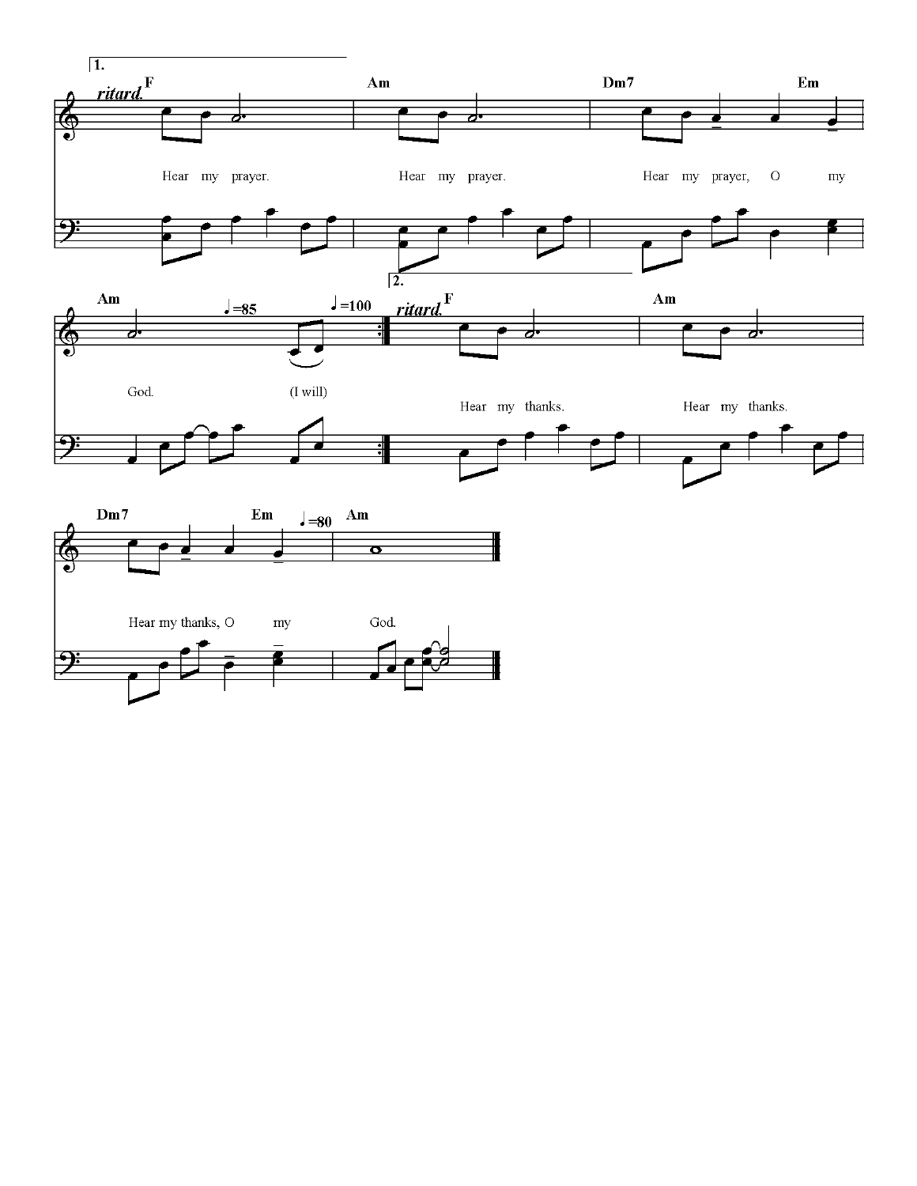1.

*ritard.*

F Am Dm7 Em

Hear my prayer. Hear my prayer. Hear my prayer, O my

Am ♩=85 ♩=100

God. (I will)

2.

*ritard.*

F Am

Hear my thanks. Hear my thanks.

Dm7 Em ♩=80 Am

Hear my thanks, O my God.